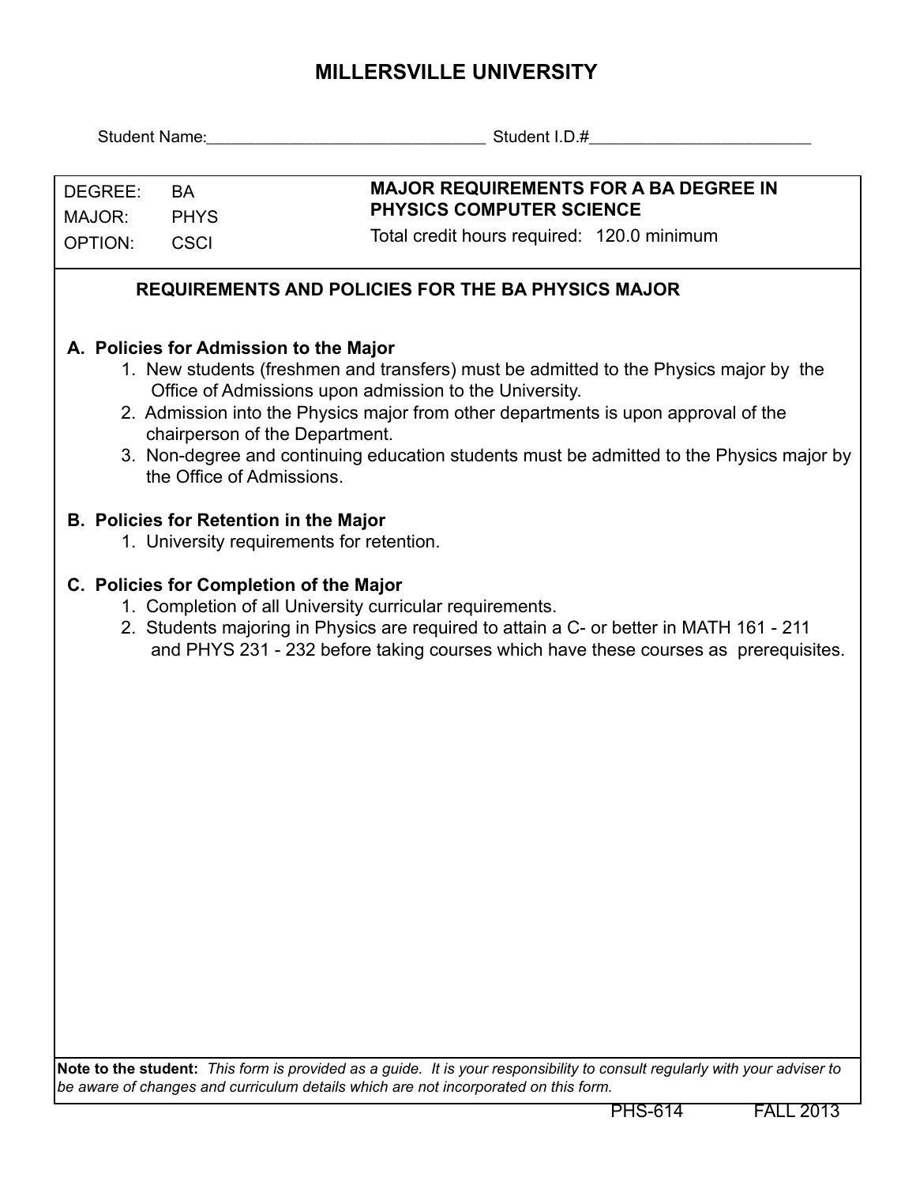# MILLERSVILLE UNIVERSITY

Student Name:_______________________________ Student I.D.#_________________________

| DEGREE: | BA | **MAJOR REQUIREMENTS FOR A BA DEGREE IN PHYSICS COMPUTER SCIENCE** |
|---|---|---|
| MAJOR: | PHYS | Total credit hours required: 120.0 minimum |
| OPTION: | CSCI | |

## REQUIREMENTS AND POLICIES FOR THE BA PHYSICS MAJOR

**A. Policies for Admission to the Major**

1. New students (freshmen and transfers) must be admitted to the Physics major by the Office of Admissions upon admission to the University.
2. Admission into the Physics major from other departments is upon approval of the chairperson of the Department.
3. Non-degree and continuing education students must be admitted to the Physics major by the Office of Admissions.

**B. Policies for Retention in the Major**

1. University requirements for retention.

**C. Policies for Completion of the Major**

1. Completion of all University curricular requirements.
2. Students majoring in Physics are required to attain a C- or better in MATH 161 - 211 and PHYS 231 - 232 before taking courses which have these courses as prerequisites.

**Note to the student:** *This form is provided as a guide. It is your responsibility to consult regularly with your adviser to be aware of changes and curriculum details which are not incorporated on this form.*

PHS-614 FALL 2013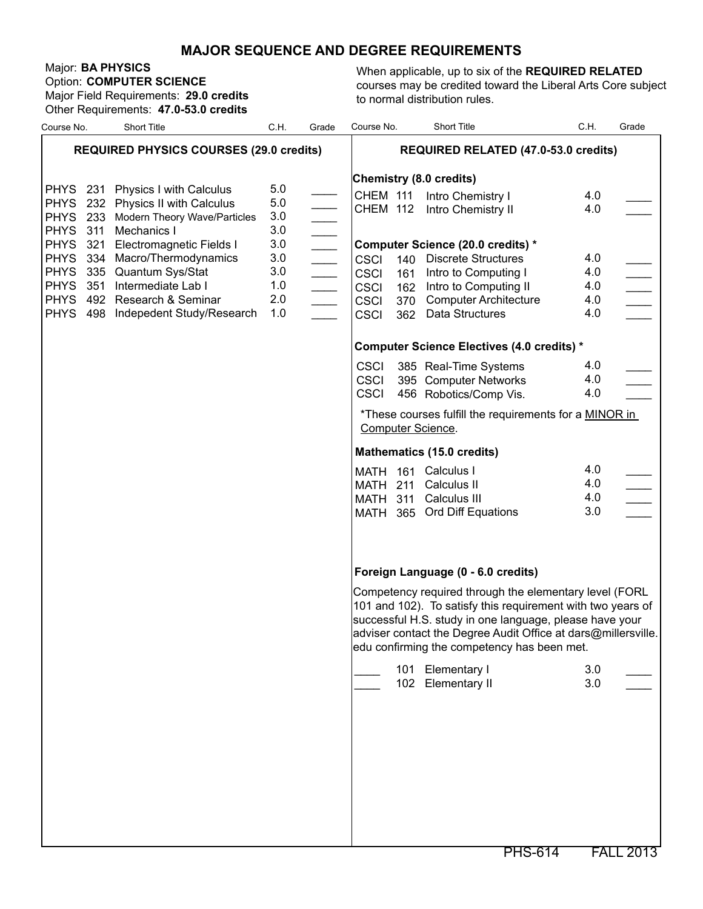# MAJOR SEQUENCE AND DEGREE REQUIREMENTS

Major: **BA PHYSICS**
Option: **COMPUTER SCIENCE**
Major Field Requirements: **29.0 credits**
Other Requirements: **47.0-53.0 credits**

When applicable, up to six of the **REQUIRED RELATED** courses may be credited toward the Liberal Arts Core subject to normal distribution rules.

## REQUIRED PHYSICS COURSES (29.0 credits)

| Course No. | | Short Title | C.H. | Grade |
|---|---|---|---|---|
| PHYS | 231 | Physics I with Calculus | 5.0 | ____ |
| PHYS | 232 | Physics II with Calculus | 5.0 | ____ |
| PHYS | 233 | Modern Theory Wave/Particles | 3.0 | ____ |
| PHYS | 311 | Mechanics I | 3.0 | ____ |
| PHYS | 321 | Electromagnetic Fields I | 3.0 | ____ |
| PHYS | 334 | Macro/Thermodynamics | 3.0 | ____ |
| PHYS | 335 | Quantum Sys/Stat | 3.0 | ____ |
| PHYS | 351 | Intermediate Lab I | 1.0 | ____ |
| PHYS | 492 | Research & Seminar | 2.0 | ____ |
| PHYS | 498 | Indepedent Study/Research | 1.0 | ____ |

## REQUIRED RELATED (47.0-53.0 credits)

### Chemistry (8.0 credits)

| Course No. | | Short Title | C.H. | Grade |
|---|---|---|---|---|
| CHEM | 111 | Intro Chemistry I | 4.0 | ____ |
| CHEM | 112 | Intro Chemistry II | 4.0 | ____ |

### Computer Science (20.0 credits) *

| Course No. | | Short Title | C.H. | Grade |
|---|---|---|---|---|
| CSCI | 140 | Discrete Structures | 4.0 | ____ |
| CSCI | 161 | Intro to Computing I | 4.0 | ____ |
| CSCI | 162 | Intro to Computing II | 4.0 | ____ |
| CSCI | 370 | Computer Architecture | 4.0 | ____ |
| CSCI | 362 | Data Structures | 4.0 | ____ |

### Computer Science Electives (4.0 credits) *

| Course No. | | Short Title | C.H. | Grade |
|---|---|---|---|---|
| CSCI | 385 | Real-Time Systems | 4.0 | ____ |
| CSCI | 395 | Computer Networks | 4.0 | ____ |
| CSCI | 456 | Robotics/Comp Vis. | 4.0 | ____ |

*These courses fulfill the requirements for a MINOR in Computer Science.

### Mathematics (15.0 credits)

| Course No. | | Short Title | C.H. | Grade |
|---|---|---|---|---|
| MATH | 161 | Calculus I | 4.0 | ____ |
| MATH | 211 | Calculus II | 4.0 | ____ |
| MATH | 311 | Calculus III | 4.0 | ____ |
| MATH | 365 | Ord Diff Equations | 3.0 | ____ |

### Foreign Language (0 - 6.0 credits)

Competency required through the elementary level (FORL 101 and 102). To satisfy this requirement with two years of successful H.S. study in one language, please have your adviser contact the Degree Audit Office at dars@millersville.edu confirming the competency has been met.

| Course No. | | Short Title | C.H. | Grade |
|---|---|---|---|---|
| ____ | 101 | Elementary I | 3.0 | ____ |
| ____ | 102 | Elementary II | 3.0 | ____ |

PHS-614 FALL 2013